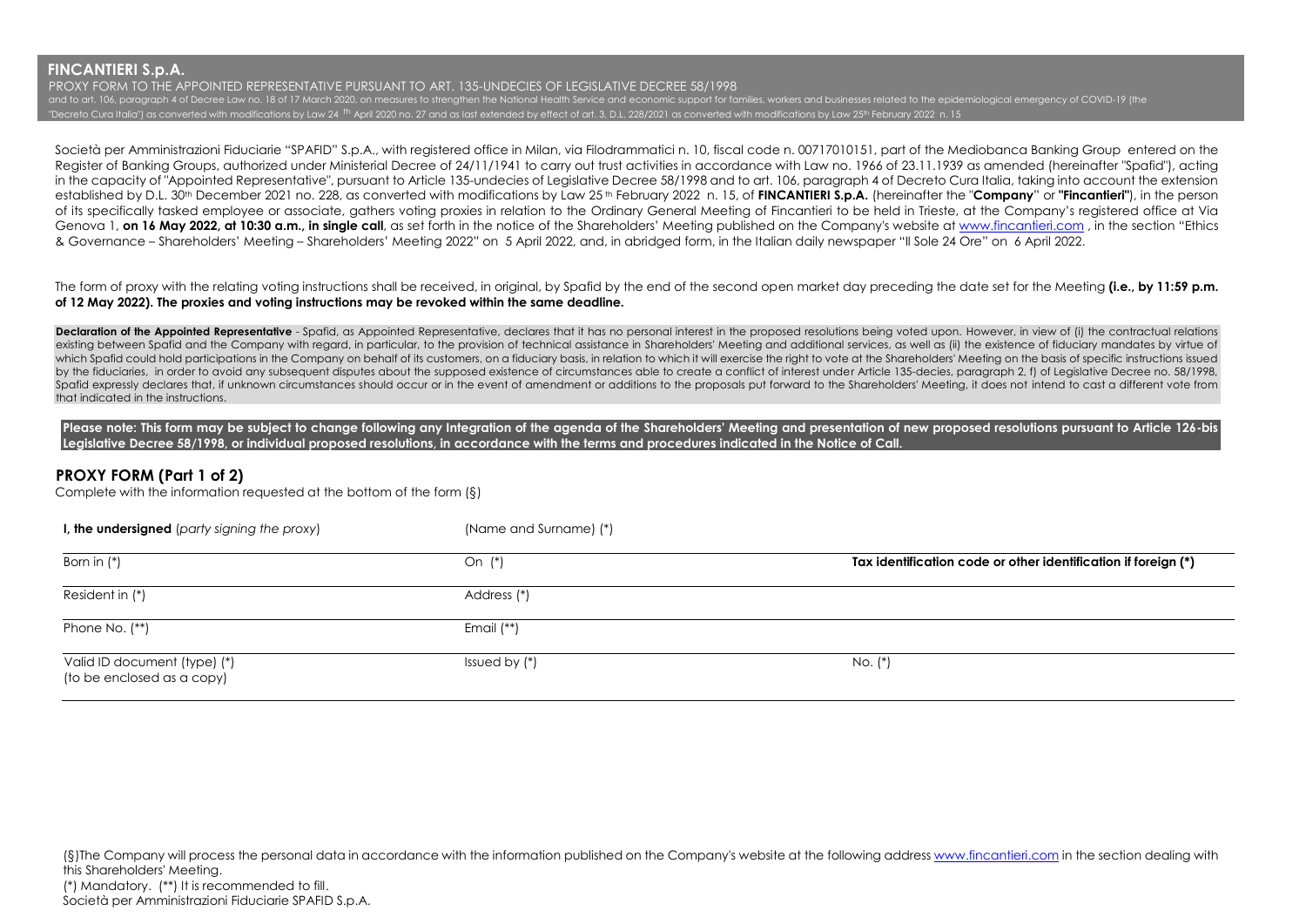# FINCANTIERI S.p.A.

PROXY FORM TO THE APPOINTED REPRESENTATIVE PURSUANT TO ART. 135-UNDECIES OF LEGISLATIVE DECREE 58/1998
and to art. 106, paragraph 4 of Decree Law no. 18 of 17 March 2020, on measures to strengthen the National Health Service and economic support for families, workers and businesses related to the epidemiological emergency of COVID-19 (the "Decreto Cura Italia") as converted with modifications by Law 24 th April 2020 no. 27 and as last extended by effect of art. 3, D.L. 228/2021 as converted with modifications by Law 25th February 2022 n. 15

Società per Amministrazioni Fiduciarie "SPAFID" S.p.A., with registered office in Milan, via Filodrammatici n. 10, fiscal code n. 00717010151, part of the Mediobanca Banking Group entered on the Register of Banking Groups, authorized under Ministerial Decree of 24/11/1941 to carry out trust activities in accordance with Law no. 1966 of 23.11.1939 as amended (hereinafter "Spafid"), acting in the capacity of "Appointed Representative", pursuant to Article 135-undecies of Legislative Decree 58/1998 and to art. 106, paragraph 4 of Decreto Cura Italia, taking into account the extension established by D.L. 30th December 2021 no. 228, as converted with modifications by Law 25th February 2022 n. 15, of **FINCANTIERI S.p.A.** (hereinafter the "**Company**" or **"Fincantieri"**), in the person of its specifically tasked employee or associate, gathers voting proxies in relation to the Ordinary General Meeting of Fincantieri to be held in Trieste, at the Company's registered office at Via Genova 1, **on 16 May 2022, at 10:30 a.m., in single call**, as set forth in the notice of the Shareholders' Meeting published on the Company's website at www.fincantieri.com , in the section "Ethics & Governance – Shareholders' Meeting – Shareholders' Meeting 2022" on 5 April 2022, and, in abridged form, in the Italian daily newspaper "Il Sole 24 Ore" on 6 April 2022.

The form of proxy with the relating voting instructions shall be received, in original, by Spafid by the end of the second open market day preceding the date set for the Meeting **(i.e., by 11:59 p.m. of 12 May 2022). The proxies and voting instructions may be revoked within the same deadline.**

**Declaration of the Appointed Representative** - Spafid, as Appointed Representative, declares that it has no personal interest in the proposed resolutions being voted upon. However, in view of (i) the contractual relations existing between Spafid and the Company with regard, in particular, to the provision of technical assistance in Shareholders' Meeting and additional services, as well as (ii) the existence of fiduciary mandates by virtue of which Spafid could hold participations in the Company on behalf of its customers, on a fiduciary basis, in relation to which it will exercise the right to vote at the Shareholders' Meeting on the basis of specific instructions issued by the fiduciaries, in order to avoid any subsequent disputes about the supposed existence of circumstances able to create a conflict of interest under Article 135-decies, paragraph 2, f) of Legislative Decree no. 58/1998, Spafid expressly declares that, if unknown circumstances should occur or in the event of amendment or additions to the proposals put forward to the Shareholders' Meeting, it does not intend to cast a different vote from that indicated in the instructions.

**Please note: This form may be subject to change following any integration of the agenda of the Shareholders' Meeting and presentation of new proposed resolutions pursuant to Article 126-bis Legislative Decree 58/1998, or individual proposed resolutions, in accordance with the terms and procedures indicated in the Notice of Call.**

## PROXY FORM (Part 1 of 2)

Complete with the information requested at the bottom of the form (§)

| **I, the undersigned** (*party signing the proxy*) | (Name and Surname) (*) | |
|---|---|---|
| Born in (*) | On (*) | **Tax identification code or other identification if foreign (*)** |
| Resident in (*) | Address (*) | |
| Phone No. (**) | Email (**) | |
| Valid ID document (type) (*) (to be enclosed as a copy) | Issued by (*) | No. (*) |

(§)The Company will process the personal data in accordance with the information published on the Company's website at the following address www.fincantieri.com in the section dealing with this Shareholders' Meeting.

(*) Mandatory. (**) It is recommended to fill.

Società per Amministrazioni Fiduciarie SPAFID S.p.A.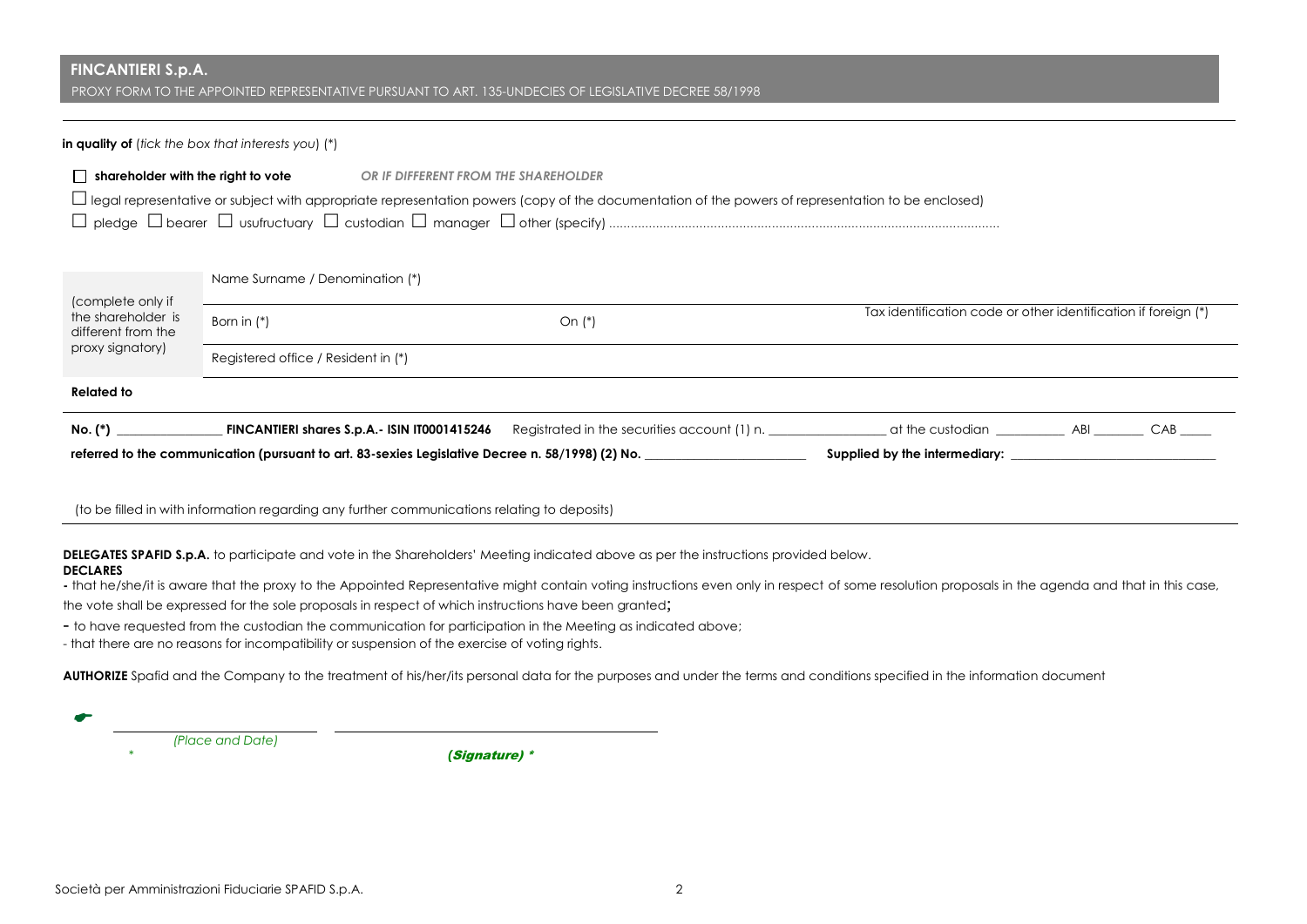**FINCANTIERI S.p.A.**

PROXY FORM TO THE APPOINTED REPRESENTATIVE PURSUANT TO ART. 135-UNDECIES OF LEGISLATIVE DECREE 58/1998

**in quality of** (*tick the box that interests you*) (*)

☐ **shareholder with the right to vote** ***OR IF DIFFERENT FROM THE SHAREHOLDER***

☐ legal representative or subject with appropriate representation powers (copy of the documentation of the powers of representation to be enclosed)

☐ pledge ☐ bearer ☐ usufructuary ☐ custodian ☐ manager ☐ other (specify) ..........................................................................................................

| (complete only if the shareholder is different from the proxy signatory) | Name Surname / Denomination (*) | | |
|---|---|---|---|
| | Born in (*) | On (*) | Tax identification code or other identification if foreign (*) |
| | Registered office / Resident in (*) | | |

**Related to**

**No. (*)** ________________ **FINCANTIERI shares S.p.A.- ISIN IT0001415246** Registrated in the securities account (1) n. _________________ at the custodian __________ ABI ________ CAB _____

**referred to the communication (pursuant to art. 83-sexies Legislative Decree n. 58/1998) (2) No.** _________________________ **Supplied by the intermediary:** ______________________________

(to be filled in with information regarding any further communications relating to deposits)

**DELEGATES SPAFID S.p.A.** to participate and vote in the Shareholders' Meeting indicated above as per the instructions provided below.

**DECLARES**

- that he/she/it is aware that the proxy to the Appointed Representative might contain voting instructions even only in respect of some resolution proposals in the agenda and that in this case, the vote shall be expressed for the sole proposals in respect of which instructions have been granted;
- to have requested from the custodian the communication for participation in the Meeting as indicated above;
- that there are no reasons for incompatibility or suspension of the exercise of voting rights.

**AUTHORIZE** Spafid and the Company to the treatment of his/her/its personal data for the purposes and under the terms and conditions specified in the information document

______________________ ______________________________________

*(Place and Date)* * ***(Signature) ****

Società per Amministrazioni Fiduciarie SPAFID S.p.A.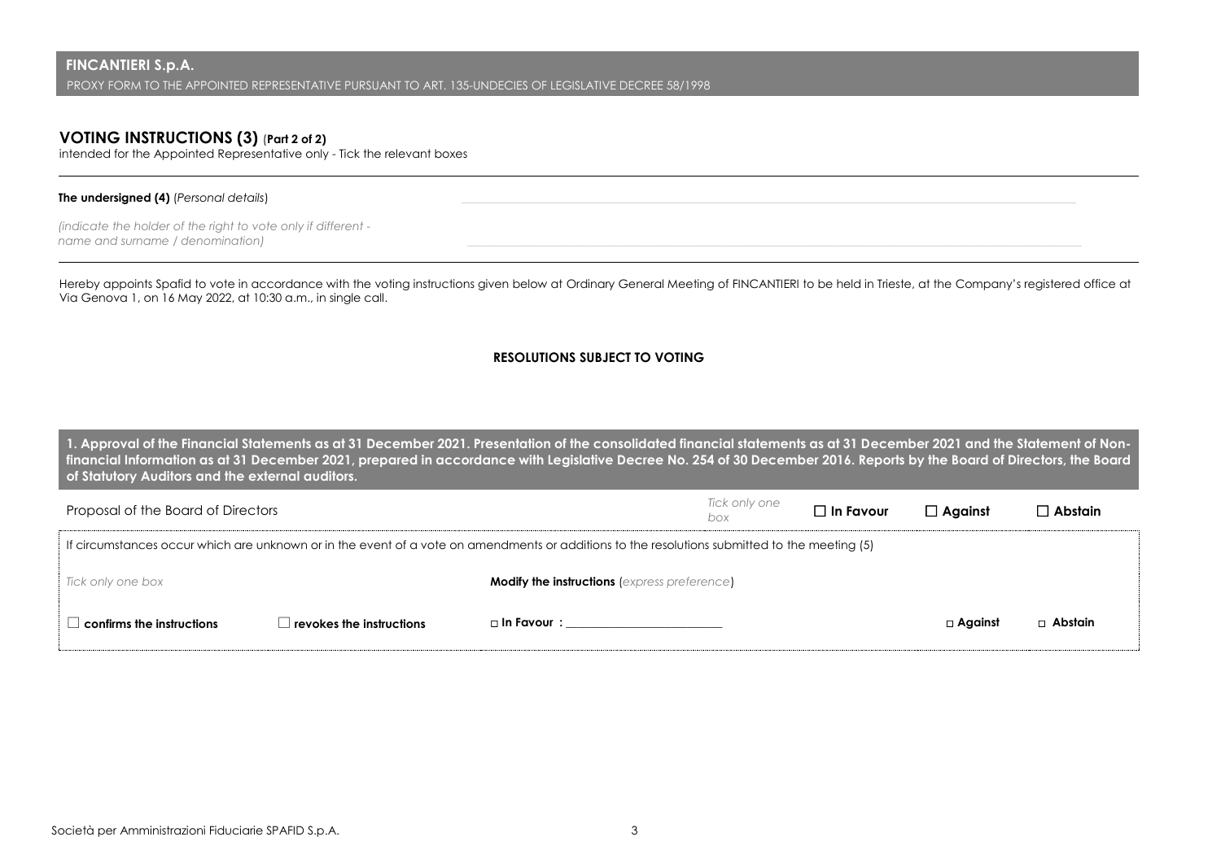**FINCANTIERI S.p.A.**

PROXY FORM TO THE APPOINTED REPRESENTATIVE PURSUANT TO ART. 135-UNDECIES OF LEGISLATIVE DECREE 58/1998

## VOTING INSTRUCTIONS (3) (Part 2 of 2)

intended for the Appointed Representative only - Tick the relevant boxes

**The undersigned (4)** (*Personal details*) ______________________________

*(indicate the holder of the right to vote only if different - name and surname / denomination)* ______________________________

Hereby appoints Spafid to vote in accordance with the voting instructions given below at Ordinary General Meeting of FINCANTIERI to be held in Trieste, at the Company's registered office at Via Genova 1, on 16 May 2022, at 10:30 a.m., in single call.

### RESOLUTIONS SUBJECT TO VOTING

**1. Approval of the Financial Statements as at 31 December 2021. Presentation of the consolidated financial statements as at 31 December 2021 and the Statement of Non-financial Information as at 31 December 2021, prepared in accordance with Legislative Decree No. 254 of 30 December 2016. Reports by the Board of Directors, the Board of Statutory Auditors and the external auditors.**

| Proposal of the Board of Directors | *Tick only one box* | ☐ **In Favour** | ☐ **Against** | ☐ **Abstain** |
|---|---|---|---|---|

If circumstances occur which are unknown or in the event of a vote on amendments or additions to the resolutions submitted to the meeting (5)

| *Tick only one box* | | **Modify the instructions** (*express preference*) | | |
|---|---|---|---|---|
| ☐ **confirms the instructions** | ☐ **revokes the instructions** | □ **In Favour** : ______________ | □ **Against** | □ **Abstain** |

Società per Amministrazioni Fiduciarie SPAFID S.p.A.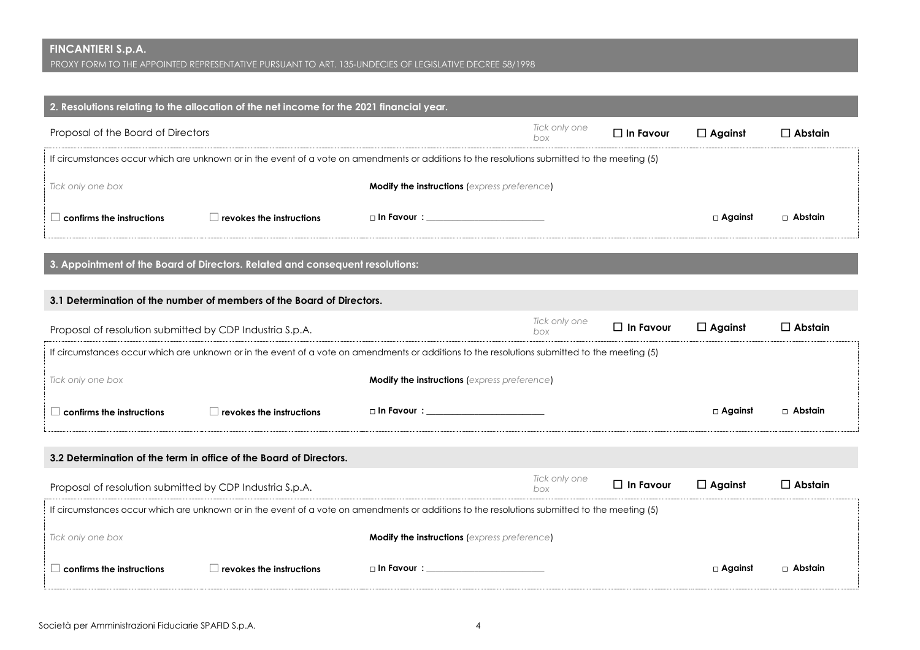## 2. Resolutions relating to the allocation of the net income for the 2021 financial year.

| Proposal of the Board of Directors | *Tick only one box* | ☐ **In Favour** | ☐ **Against** | ☐ **Abstain** |
|---|---|---|---|---|

If circumstances occur which are unknown or in the event of a vote on amendments or additions to the resolutions submitted to the meeting (5)

| *Tick only one box* | | **Modify the instructions** (*express preference*) | | |
|---|---|---|---|---|
| ☐ **confirms the instructions** | ☐ **revokes the instructions** | □ **In Favour :** ________________________ | □ **Against** | □ **Abstain** |

## 3. Appointment of the Board of Directors. Related and consequent resolutions:

### 3.1 Determination of the number of members of the Board of Directors.

| Proposal of resolution submitted by CDP Industria S.p.A. | *Tick only one box* | ☐ **In Favour** | ☐ **Against** | ☐ **Abstain** |
|---|---|---|---|---|

If circumstances occur which are unknown or in the event of a vote on amendments or additions to the resolutions submitted to the meeting (5)

| *Tick only one box* | | **Modify the instructions** (*express preference*) | | |
|---|---|---|---|---|
| ☐ **confirms the instructions** | ☐ **revokes the instructions** | □ **In Favour :** ________________________ | □ **Against** | □ **Abstain** |

### 3.2 Determination of the term in office of the Board of Directors.

| Proposal of resolution submitted by CDP Industria S.p.A. | *Tick only one box* | ☐ **In Favour** | ☐ **Against** | ☐ **Abstain** |
|---|---|---|---|---|

If circumstances occur which are unknown or in the event of a vote on amendments or additions to the resolutions submitted to the meeting (5)

| *Tick only one box* | | **Modify the instructions** (*express preference*) | | |
|---|---|---|---|---|
| ☐ **confirms the instructions** | ☐ **revokes the instructions** | □ **In Favour :** ________________________ | □ **Against** | □ **Abstain** |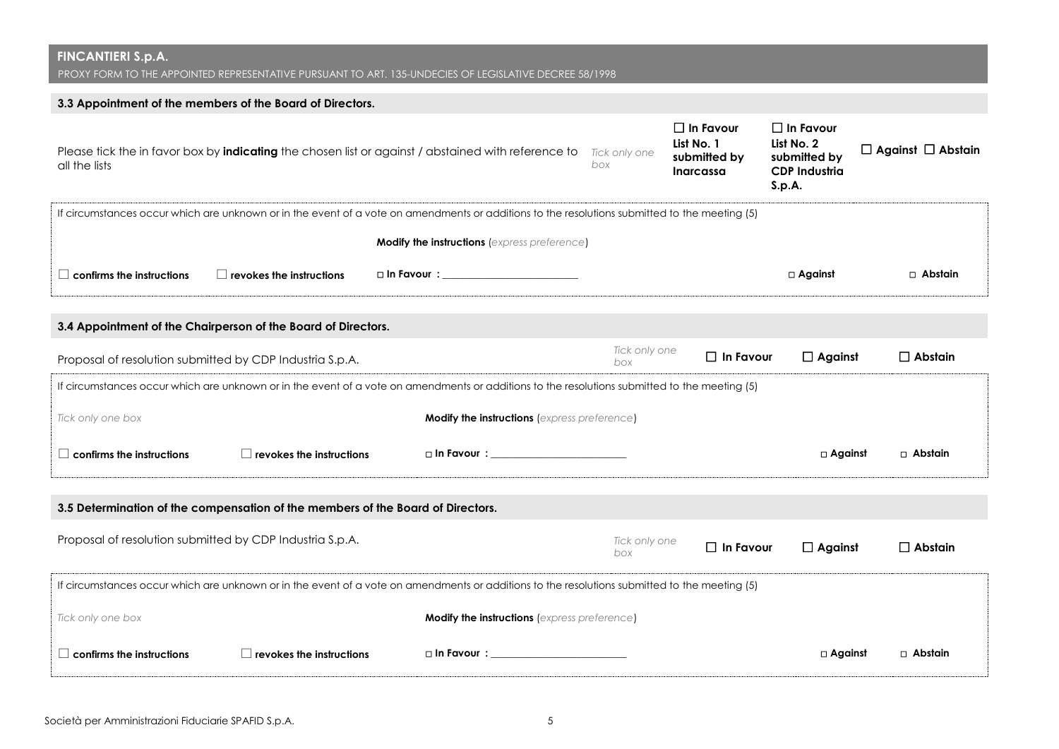**FINCANTIERI S.p.A.**
PROXY FORM TO THE APPOINTED REPRESENTATIVE PURSUANT TO ART. 135-UNDECIES OF LEGISLATIVE DECREE 58/1998

### 3.3 Appointment of the members of the Board of Directors.

| Please tick the in favor box by **indicating** the chosen list or against / abstained with reference to all the lists | *Tick only one box* | ☐ **In Favour List No. 1 submitted by Inarcassa** | ☐ **In Favour List No. 2 submitted by CDP Industria S.p.A.** | ☐ **Against** ☐ **Abstain** |
|---|---|---|---|---|

If circumstances occur which are unknown or in the event of a vote on amendments or additions to the resolutions submitted to the meeting (5)

**Modify the instructions** (*express preference*)

☐ **confirms the instructions** ☐ **revokes the instructions** □ **In Favour :** ____________________ □ **Against** □ **Abstain**

### 3.4 Appointment of the Chairperson of the Board of Directors.

| Proposal of resolution submitted by CDP Industria S.p.A. | *Tick only one box* | ☐ **In Favour** | ☐ **Against** | ☐ **Abstain** |
|---|---|---|---|---|

If circumstances occur which are unknown or in the event of a vote on amendments or additions to the resolutions submitted to the meeting (5)

*Tick only one box* **Modify the instructions** (*express preference*)

☐ **confirms the instructions** ☐ **revokes the instructions** □ **In Favour :** ____________________ □ **Against** □ **Abstain**

### 3.5 Determination of the compensation of the members of the Board of Directors.

| Proposal of resolution submitted by CDP Industria S.p.A. | *Tick only one box* | ☐ **In Favour** | ☐ **Against** | ☐ **Abstain** |
|---|---|---|---|---|

If circumstances occur which are unknown or in the event of a vote on amendments or additions to the resolutions submitted to the meeting (5)

*Tick only one box* **Modify the instructions** (*express preference*)

☐ **confirms the instructions** ☐ **revokes the instructions** □ **In Favour :** ____________________ □ **Against** □ **Abstain**

Società per Amministrazioni Fiduciarie SPAFID S.p.A.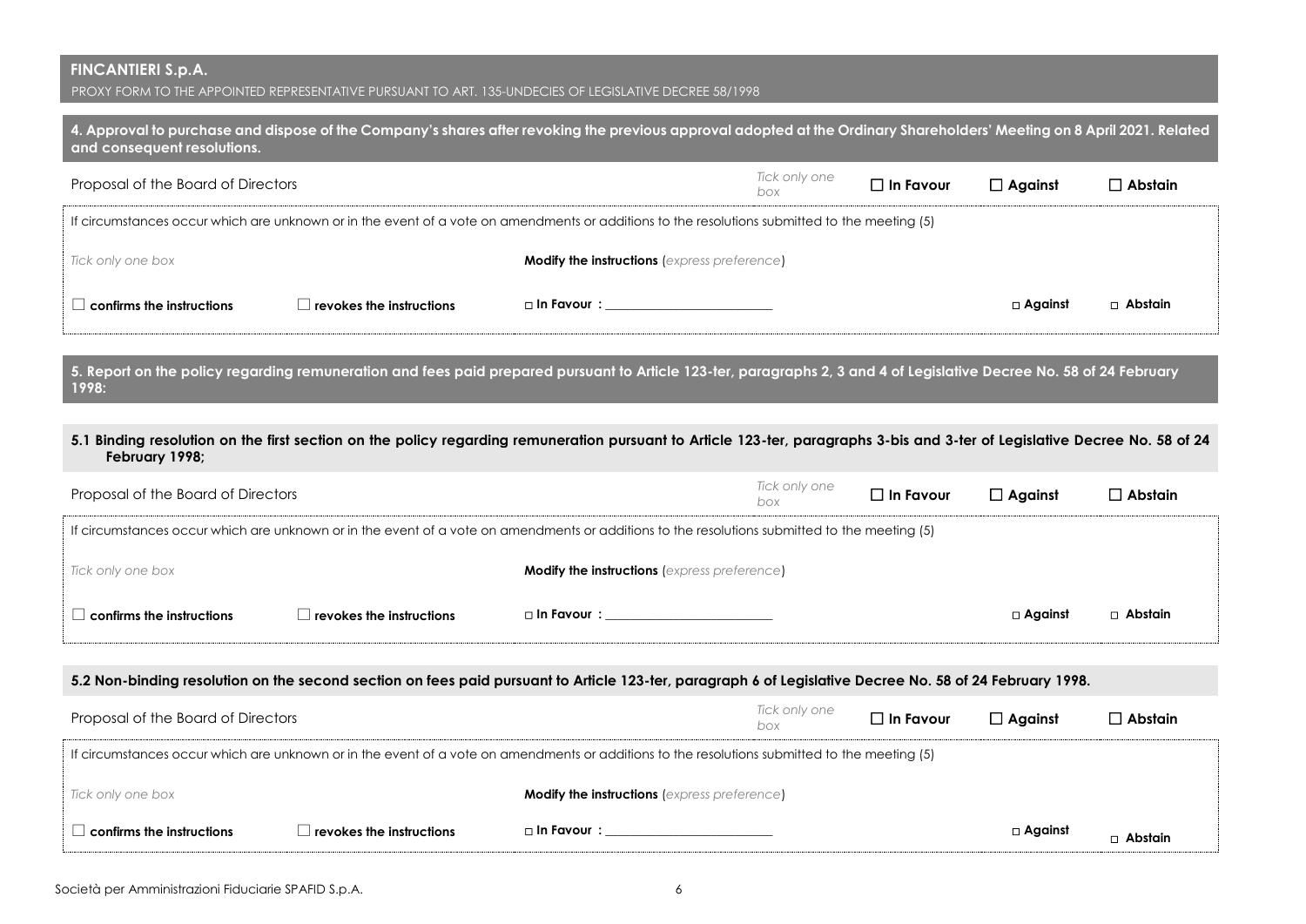# FINCANTIERI S.p.A.

PROXY FORM TO THE APPOINTED REPRESENTATIVE PURSUANT TO ART. 135-UNDECIES OF LEGISLATIVE DECREE 58/1998

## 4. Approval to purchase and dispose of the Company's shares after revoking the previous approval adopted at the Ordinary Shareholders' Meeting on 8 April 2021. Related and consequent resolutions.

| Proposal of the Board of Directors | | *Tick only one box* | ☐ **In Favour** | ☐ **Against** | ☐ **Abstain** |
|---|---|---|---|---|---|

If circumstances occur which are unknown or in the event of a vote on amendments or additions to the resolutions submitted to the meeting (5)

| *Tick only one box* | | **Modify the instructions** (*express preference*) | | |
|---|---|---|---|---|
| ☐ **confirms the instructions** | ☐ **revokes the instructions** | ☐ **In Favour** : ____________________ | ☐ **Against** | ☐ **Abstain** |

## 5. Report on the policy regarding remuneration and fees paid prepared pursuant to Article 123-ter, paragraphs 2, 3 and 4 of Legislative Decree No. 58 of 24 February 1998:

### 5.1 Binding resolution on the first section on the policy regarding remuneration pursuant to Article 123-ter, paragraphs 3-bis and 3-ter of Legislative Decree No. 58 of 24 February 1998;

| Proposal of the Board of Directors | | *Tick only one box* | ☐ **In Favour** | ☐ **Against** | ☐ **Abstain** |
|---|---|---|---|---|---|

If circumstances occur which are unknown or in the event of a vote on amendments or additions to the resolutions submitted to the meeting (5)

| *Tick only one box* | | **Modify the instructions** (*express preference*) | | |
|---|---|---|---|---|
| ☐ **confirms the instructions** | ☐ **revokes the instructions** | ☐ **In Favour** : ____________________ | ☐ **Against** | ☐ **Abstain** |

### 5.2 Non-binding resolution on the second section on fees paid pursuant to Article 123-ter, paragraph 6 of Legislative Decree No. 58 of 24 February 1998.

| Proposal of the Board of Directors | | *Tick only one box* | ☐ **In Favour** | ☐ **Against** | ☐ **Abstain** |
|---|---|---|---|---|---|

If circumstances occur which are unknown or in the event of a vote on amendments or additions to the resolutions submitted to the meeting (5)

| *Tick only one box* | | **Modify the instructions** (*express preference*) | | |
|---|---|---|---|---|
| ☐ **confirms the instructions** | ☐ **revokes the instructions** | ☐ **In Favour** : ____________________ | ☐ **Against** | ☐ **Abstain** |

Società per Amministrazioni Fiduciarie SPAFID S.p.A.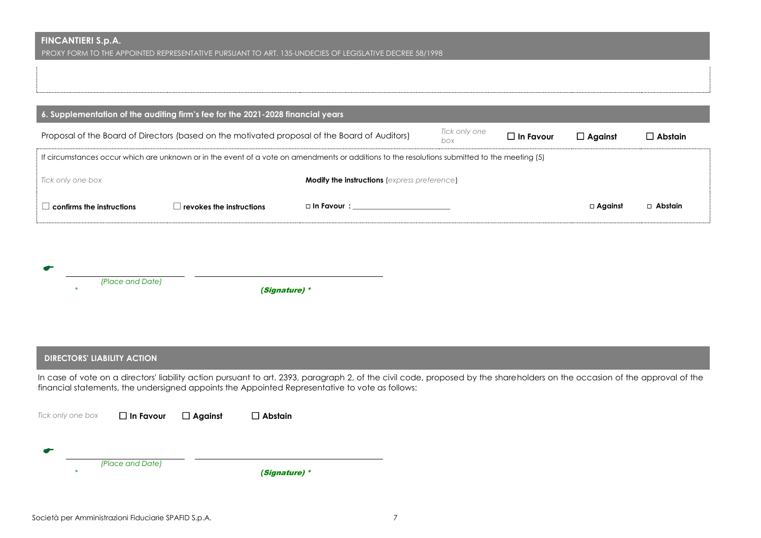**FINCANTIERI S.p.A.**

PROXY FORM TO THE APPOINTED REPRESENTATIVE PURSUANT TO ART. 135-UNDECIES OF LEGISLATIVE DECREE 58/1998

## 6. Supplementation of the auditing firm's fee for the 2021-2028 financial years

| Proposal of the Board of Directors (based on the motivated proposal of the Board of Auditors) | *Tick only one box* | ☐ **In Favour** | ☐ **Against** | ☐ **Abstain** |
|---|---|---|---|---|

If circumstances occur which are unknown or in the event of a vote on amendments or additions to the resolutions submitted to the meeting (5)

| *Tick only one box* | | **Modify the instructions** (*express preference*) | | |
|---|---|---|---|---|
| ☐ **confirms the instructions** | ☐ **revokes the instructions** | □ **In Favour** : ______________________ | □ **Against** | □ **Abstain** |

☛ ______________________ ______________________________

*(Place and Date)* * **(*Signature*) ***

## DIRECTORS' LIABILITY ACTION

In case of vote on a directors' liability action pursuant to art. 2393, paragraph 2, of the civil code, proposed by the shareholders on the occasion of the approval of the financial statements, the undersigned appoints the Appointed Representative to vote as follows:

*Tick only one box* ☐ **In Favour** ☐ **Against** ☐ **Abstain**

☛ ______________________ ______________________________

*(Place and Date)* * **(*Signature*) ***

Società per Amministrazioni Fiduciarie SPAFID S.p.A.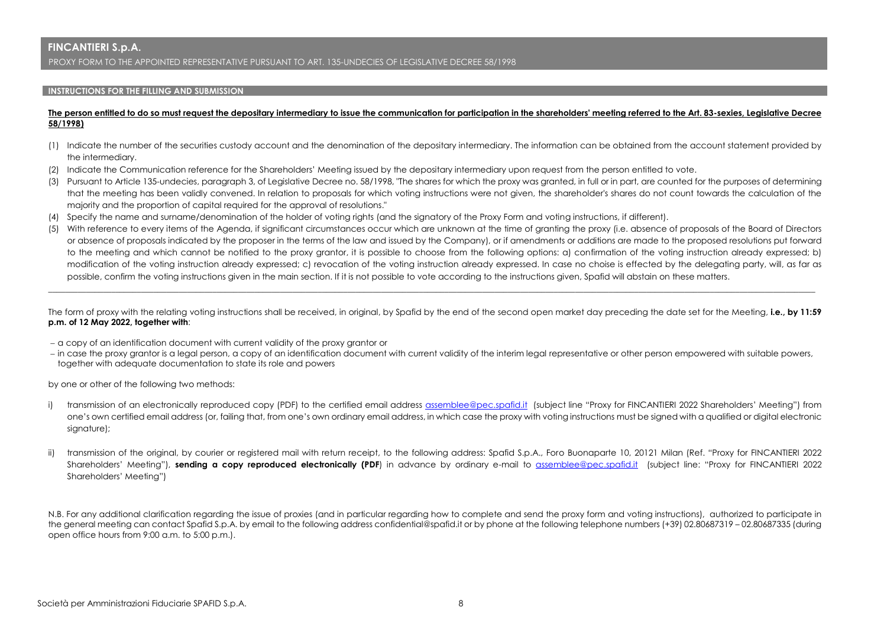# FINCANTIERI S.p.A.

PROXY FORM TO THE APPOINTED REPRESENTATIVE PURSUANT TO ART. 135-UNDECIES OF LEGISLATIVE DECREE 58/1998

## INSTRUCTIONS FOR THE FILLING AND SUBMISSION

**The person entitled to do so must request the depositary intermediary to issue the communication for participation in the shareholders' meeting referred to the Art. 83-sexies, Legislative Decree 58/1998)**

(1) Indicate the number of the securities custody account and the denomination of the depositary intermediary. The information can be obtained from the account statement provided by the intermediary.

(2) Indicate the Communication reference for the Shareholders' Meeting issued by the depositary intermediary upon request from the person entitled to vote.

(3) Pursuant to Article 135-undecies, paragraph 3, of Legislative Decree no. 58/1998, "The shares for which the proxy was granted, in full or in part, are counted for the purposes of determining that the meeting has been validly convened. In relation to proposals for which voting instructions were not given, the shareholder's shares do not count towards the calculation of the majority and the proportion of capital required for the approval of resolutions."

(4) Specify the name and surname/denomination of the holder of voting rights (and the signatory of the Proxy Form and voting instructions, if different).

(5) With reference to every items of the Agenda, if significant circumstances occur which are unknown at the time of granting the proxy (i.e. absence of proposals of the Board of Directors or absence of proposals indicated by the proposer in the terms of the law and issued by the Company), or if amendments or additions are made to the proposed resolutions put forward to the meeting and which cannot be notified to the proxy grantor, it is possible to choose from the following options: a) confirmation of the voting instruction already expressed; b) modification of the voting instruction already expressed; c) revocation of the voting instruction already expressed. In case no choise is effected by the delegating party, will, as far as possible, confirm the voting instructions given in the main section. If it is not possible to vote according to the instructions given, Spafid will abstain on these matters.

---

The form of proxy with the relating voting instructions shall be received, in original, by Spafid by the end of the second open market day preceding the date set for the Meeting, **i.e., by 11:59 p.m. of 12 May 2022, together with**:

- a copy of an identification document with current validity of the proxy grantor or
- in case the proxy grantor is a legal person, a copy of an identification document with current validity of the interim legal representative or other person empowered with suitable powers, together with adequate documentation to state its role and powers

by one or other of the following two methods:

i) transmission of an electronically reproduced copy (PDF) to the certified email address assemblee@pec.spafid.it (subject line "Proxy for FINCANTIERI 2022 Shareholders' Meeting") from one's own certified email address (or, failing that, from one's own ordinary email address, in which case the proxy with voting instructions must be signed with a qualified or digital electronic signature);

ii) transmission of the original, by courier or registered mail with return receipt, to the following address: Spafid S.p.A., Foro Buonaparte 10, 20121 Milan (Ref. "Proxy for FINCANTIERI 2022 Shareholders' Meeting"), **sending a copy reproduced electronically (PDF**) in advance by ordinary e-mail to assemblee@pec.spafid.it (subject line: "Proxy for FINCANTIERI 2022 Shareholders' Meeting")

N.B. For any additional clarification regarding the issue of proxies (and in particular regarding how to complete and send the proxy form and voting instructions), authorized to participate in the general meeting can contact Spafid S.p.A. by email to the following address confidential@spafid.it or by phone at the following telephone numbers (+39) 02.80687319 – 02.80687335 (during open office hours from 9:00 a.m. to 5:00 p.m.).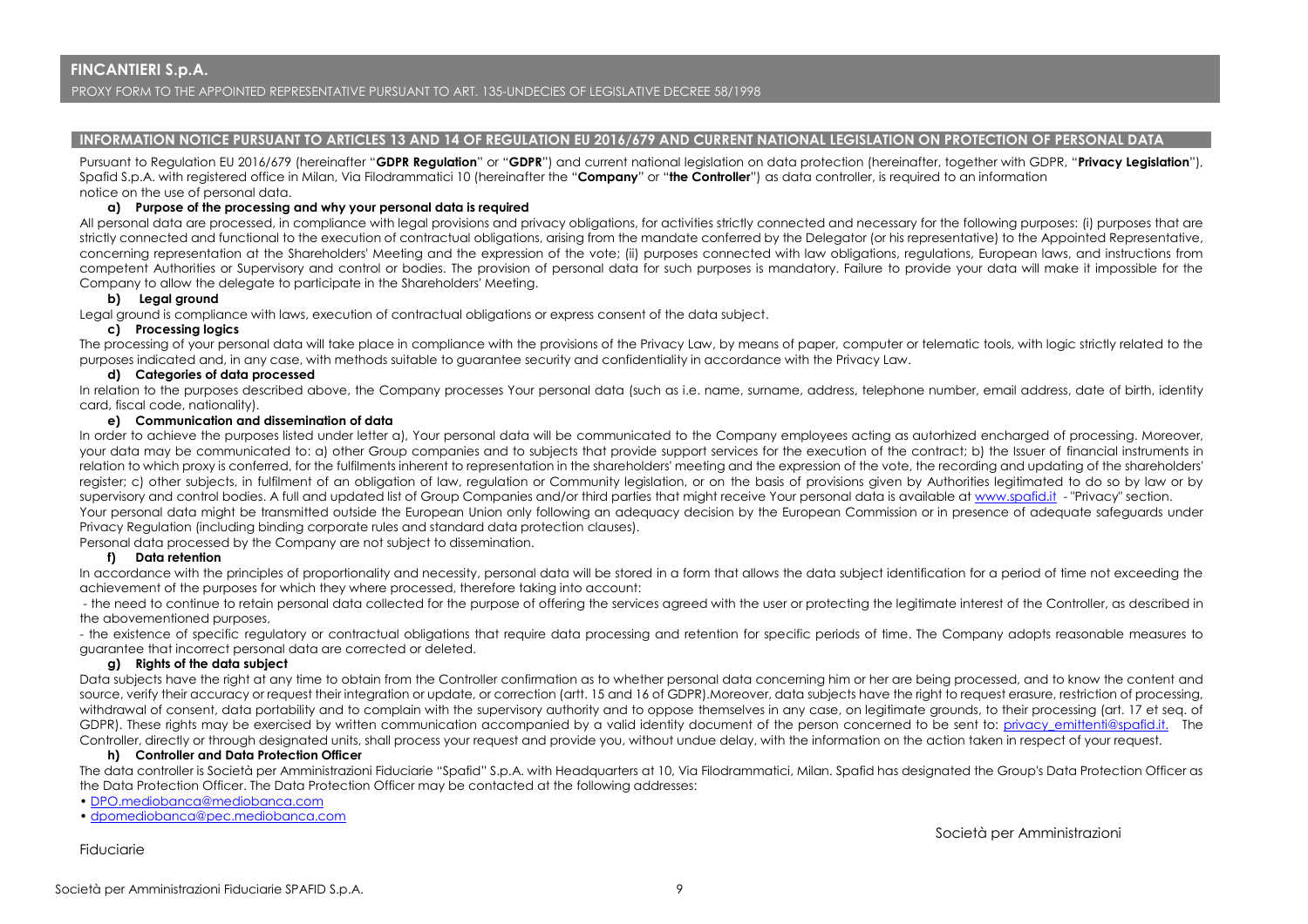## INFORMATION NOTICE PURSUANT TO ARTICLES 13 AND 14 OF REGULATION EU 2016/679 AND CURRENT NATIONAL LEGISLATION ON PROTECTION OF PERSONAL DATA

Pursuant to Regulation EU 2016/679 (hereinafter "**GDPR Regulation**" or "**GDPR**") and current national legislation on data protection (hereinafter, together with GDPR, "**Privacy Legislation**"), Spafid S.p.A. with registered office in Milan, Via Filodrammatici 10 (hereinafter the "**Company**" or "**the Controller**") as data controller, is required to an information notice on the use of personal data.

### a) Purpose of the processing and why your personal data is required

All personal data are processed, in compliance with legal provisions and privacy obligations, for activities strictly connected and necessary for the following purposes: (i) purposes that are strictly connected and functional to the execution of contractual obligations, arising from the mandate conferred by the Delegator (or his representative) to the Appointed Representative, concerning representation at the Shareholders' Meeting and the expression of the vote; (ii) purposes connected with law obligations, regulations, European laws, and instructions from competent Authorities or Supervisory and control or bodies. The provision of personal data for such purposes is mandatory. Failure to provide your data will make it impossible for the Company to allow the delegate to participate in the Shareholders' Meeting.

### b) Legal ground

Legal ground is compliance with laws, execution of contractual obligations or express consent of the data subject.

### c) Processing logics

The processing of your personal data will take place in compliance with the provisions of the Privacy Law, by means of paper, computer or telematic tools, with logic strictly related to the purposes indicated and, in any case, with methods suitable to guarantee security and confidentiality in accordance with the Privacy Law.

### d) Categories of data processed

In relation to the purposes described above, the Company processes Your personal data (such as i.e. name, surname, address, telephone number, email address, date of birth, identity card, fiscal code, nationality).

### e) Communication and dissemination of data

In order to achieve the purposes listed under letter a), Your personal data will be communicated to the Company employees acting as autorhized encharged of processing. Moreover, your data may be communicated to: a) other Group companies and to subjects that provide support services for the execution of the contract; b) the Issuer of financial instruments in relation to which proxy is conferred, for the fulfilments inherent to representation in the shareholders' meeting and the expression of the vote, the recording and updating of the shareholders' register; c) other subjects, in fulfilment of an obligation of law, regulation or Community legislation, or on the basis of provisions given by Authorities legitimated to do so by law or by supervisory and control bodies. A full and updated list of Group Companies and/or third parties that might receive Your personal data is available at www.spafid.it - "Privacy" section.

Your personal data might be transmitted outside the European Union only following an adequacy decision by the European Commission or in presence of adequate safeguards under Privacy Regulation (including binding corporate rules and standard data protection clauses).

Personal data processed by the Company are not subject to dissemination.

### f) Data retention

In accordance with the principles of proportionality and necessity, personal data will be stored in a form that allows the data subject identification for a period of time not exceeding the achievement of the purposes for which they were processed, therefore taking into account:

- the need to continue to retain personal data collected for the purpose of offering the services agreed with the user or protecting the legitimate interest of the Controller, as described in the abovementioned purposes,
- the existence of specific regulatory or contractual obligations that require data processing and retention for specific periods of time. The Company adopts reasonable measures to guarantee that incorrect personal data are corrected or deleted.

### g) Rights of the data subject

Data subjects have the right at any time to obtain from the Controller confirmation as to whether personal data concerning him or her are being processed, and to know the content and source, verify their accuracy or request their integration or update, or correction (artt. 15 and 16 of GDPR).Moreover, data subjects have the right to request erasure, restriction of processing, withdrawal of consent, data portability and to complain with the supervisory authority and to oppose themselves in any case, on legitimate grounds, to their processing (art. 17 et seq. of GDPR). These rights may be exercised by written communication accompanied by a valid identity document of the person concerned to be sent to: privacy_emittenti@spafid.it. The Controller, directly or through designated units, shall process your request and provide you, without undue delay, with the information on the action taken in respect of your request.

### h) Controller and Data Protection Officer

The data controller is Società per Amministrazioni Fiduciarie "Spafid" S.p.A. with Headquarters at 10, Via Filodrammatici, Milan. Spafid has designated the Group's Data Protection Officer as the Data Protection Officer. The Data Protection Officer may be contacted at the following addresses:

- DPO.mediobanca@mediobanca.com
- dpomediobanca@pec.mediobanca.com

Società per Amministrazioni Fiduciarie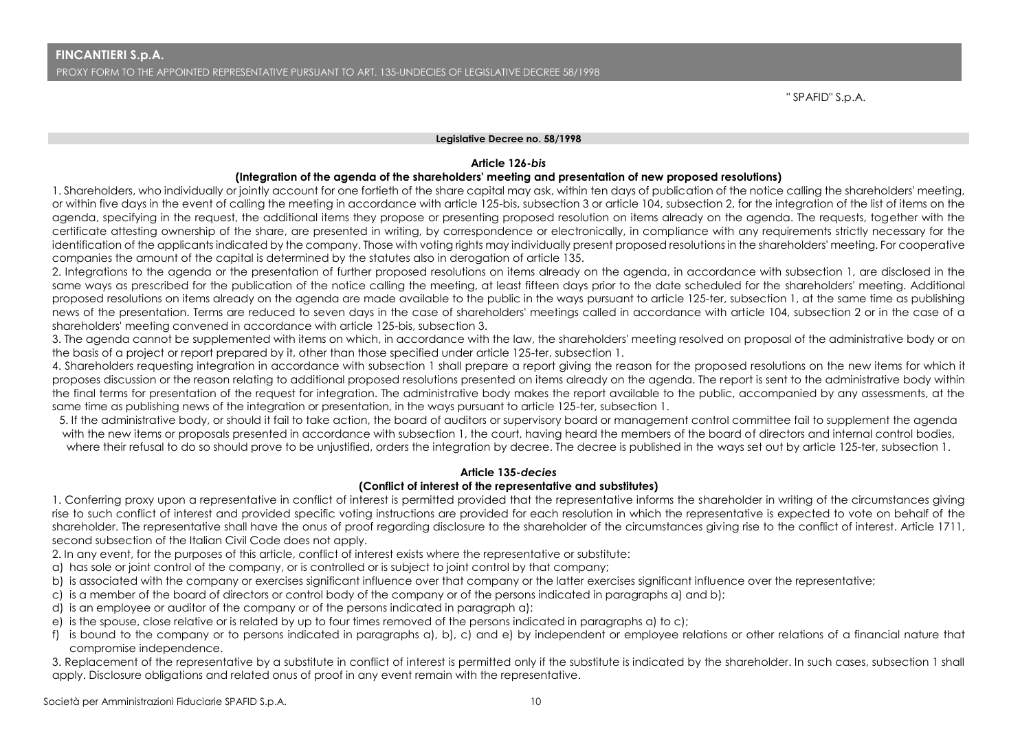## Legislative Decree no. 58/1998

### Article 126-*bis*

### (Integration of the agenda of the shareholders' meeting and presentation of new proposed resolutions)

1. Shareholders, who individually or jointly account for one fortieth of the share capital may ask, within ten days of publication of the notice calling the shareholders' meeting, or within five days in the event of calling the meeting in accordance with article 125-bis, subsection 3 or article 104, subsection 2, for the integration of the list of items on the agenda, specifying in the request, the additional items they propose or presenting proposed resolution on items already on the agenda. The requests, together with the certificate attesting ownership of the share, are presented in writing, by correspondence or electronically, in compliance with any requirements strictly necessary for the identification of the applicants indicated by the company. Those with voting rights may individually present proposed resolutions in the shareholders' meeting. For cooperative companies the amount of the capital is determined by the statutes also in derogation of article 135.

2. Integrations to the agenda or the presentation of further proposed resolutions on items already on the agenda, in accordance with subsection 1, are disclosed in the same ways as prescribed for the publication of the notice calling the meeting, at least fifteen days prior to the date scheduled for the shareholders' meeting. Additional proposed resolutions on items already on the agenda are made available to the public in the ways pursuant to article 125-ter, subsection 1, at the same time as publishing news of the presentation. Terms are reduced to seven days in the case of shareholders' meetings called in accordance with article 104, subsection 2 or in the case of a shareholders' meeting convened in accordance with article 125-bis, subsection 3.

3. The agenda cannot be supplemented with items on which, in accordance with the law, the shareholders' meeting resolved on proposal of the administrative body or on the basis of a project or report prepared by it, other than those specified under article 125-ter, subsection 1.

4. Shareholders requesting integration in accordance with subsection 1 shall prepare a report giving the reason for the proposed resolutions on the new items for which it proposes discussion or the reason relating to additional proposed resolutions presented on items already on the agenda. The report is sent to the administrative body within the final terms for presentation of the request for integration. The administrative body makes the report available to the public, accompanied by any assessments, at the same time as publishing news of the integration or presentation, in the ways pursuant to article 125-ter, subsection 1.

5. If the administrative body, or should it fail to take action, the board of auditors or supervisory board or management control committee fail to supplement the agenda with the new items or proposals presented in accordance with subsection 1, the court, having heard the members of the board of directors and internal control bodies, where their refusal to do so should prove to be unjustified, orders the integration by decree. The decree is published in the ways set out by article 125-ter, subsection 1.

### Article 135-*decies*

### (Conflict of interest of the representative and substitutes)

1. Conferring proxy upon a representative in conflict of interest is permitted provided that the representative informs the shareholder in writing of the circumstances giving rise to such conflict of interest and provided specific voting instructions are provided for each resolution in which the representative is expected to vote on behalf of the shareholder. The representative shall have the onus of proof regarding disclosure to the shareholder of the circumstances giving rise to the conflict of interest. Article 1711, second subsection of the Italian Civil Code does not apply.

2. In any event, for the purposes of this article, conflict of interest exists where the representative or substitute:

a) has sole or joint control of the company, or is controlled or is subject to joint control by that company;

b) is associated with the company or exercises significant influence over that company or the latter exercises significant influence over the representative;

c) is a member of the board of directors or control body of the company or of the persons indicated in paragraphs a) and b);

d) is an employee or auditor of the company or of the persons indicated in paragraph a);

e) is the spouse, close relative or is related by up to four times removed of the persons indicated in paragraphs a) to c);

f) is bound to the company or to persons indicated in paragraphs a), b), c) and e) by independent or employee relations or other relations of a financial nature that compromise independence.

3. Replacement of the representative by a substitute in conflict of interest is permitted only if the substitute is indicated by the shareholder. In such cases, subsection 1 shall apply. Disclosure obligations and related onus of proof in any event remain with the representative.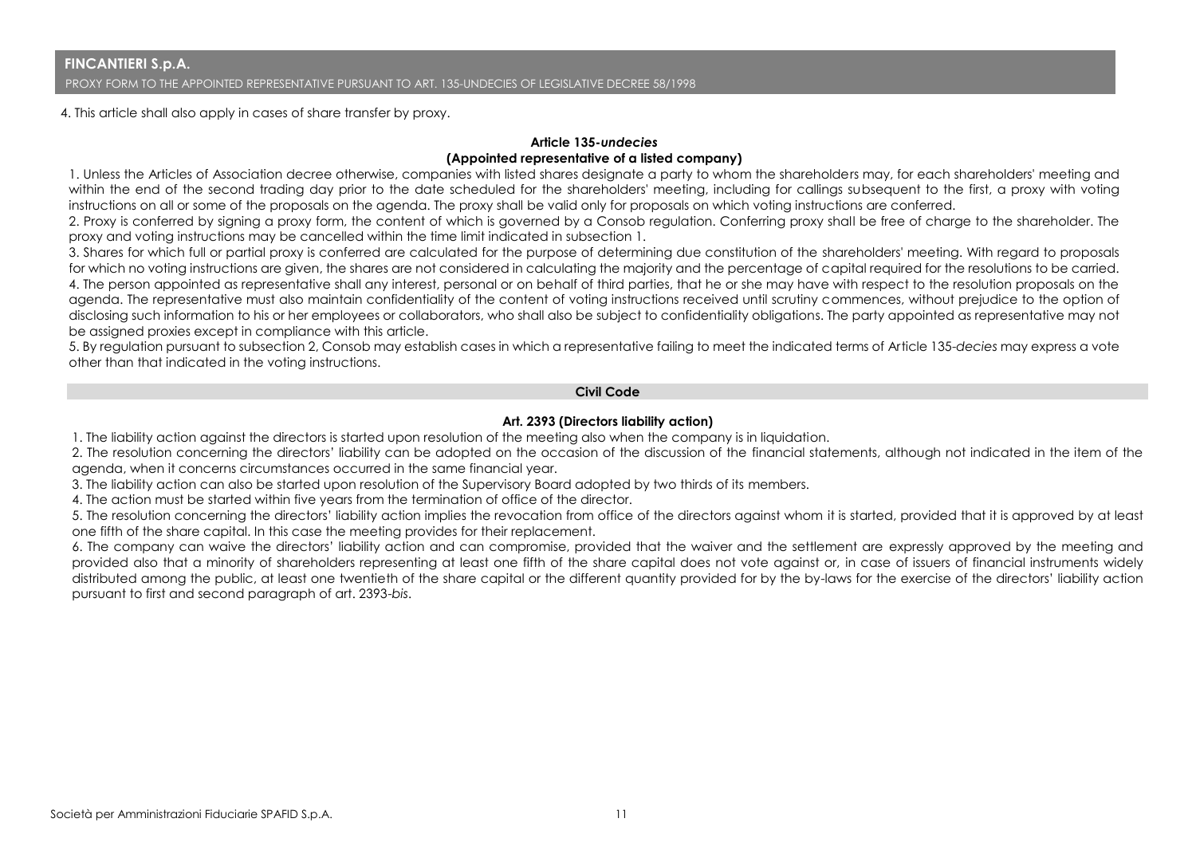4. This article shall also apply in cases of share transfer by proxy.

### Article 135-*undecies*

### (Appointed representative of a listed company)

1. Unless the Articles of Association decree otherwise, companies with listed shares designate a party to whom the shareholders may, for each shareholders' meeting and within the end of the second trading day prior to the date scheduled for the shareholders' meeting, including for callings subsequent to the first, a proxy with voting instructions on all or some of the proposals on the agenda. The proxy shall be valid only for proposals on which voting instructions are conferred.

2. Proxy is conferred by signing a proxy form, the content of which is governed by a Consob regulation. Conferring proxy shall be free of charge to the shareholder. The proxy and voting instructions may be cancelled within the time limit indicated in subsection 1.

3. Shares for which full or partial proxy is conferred are calculated for the purpose of determining due constitution of the shareholders' meeting. With regard to proposals for which no voting instructions are given, the shares are not considered in calculating the majority and the percentage of capital required for the resolutions to be carried.

4. The person appointed as representative shall any interest, personal or on behalf of third parties, that he or she may have with respect to the resolution proposals on the agenda. The representative must also maintain confidentiality of the content of voting instructions received until scrutiny commences, without prejudice to the option of disclosing such information to his or her employees or collaborators, who shall also be subject to confidentiality obligations. The party appointed as representative may not be assigned proxies except in compliance with this article.

5. By regulation pursuant to subsection 2, Consob may establish cases in which a representative failing to meet the indicated terms of Article 135-*decies* may express a vote other than that indicated in the voting instructions.

## Civil Code

### Art. 2393 (Directors liability action)

1. The liability action against the directors is started upon resolution of the meeting also when the company is in liquidation.

2. The resolution concerning the directors' liability can be adopted on the occasion of the discussion of the financial statements, although not indicated in the item of the agenda, when it concerns circumstances occurred in the same financial year.

3. The liability action can also be started upon resolution of the Supervisory Board adopted by two thirds of its members.

4. The action must be started within five years from the termination of office of the director.

5. The resolution concerning the directors' liability action implies the revocation from office of the directors against whom it is started, provided that it is approved by at least one fifth of the share capital. In this case the meeting provides for their replacement.

6. The company can waive the directors' liability action and can compromise, provided that the waiver and the settlement are expressly approved by the meeting and provided also that a minority of shareholders representing at least one fifth of the share capital does not vote against or, in case of issuers of financial instruments widely distributed among the public, at least one twentieth of the share capital or the different quantity provided for by the by-laws for the exercise of the directors' liability action pursuant to first and second paragraph of art. 2393-*bis*.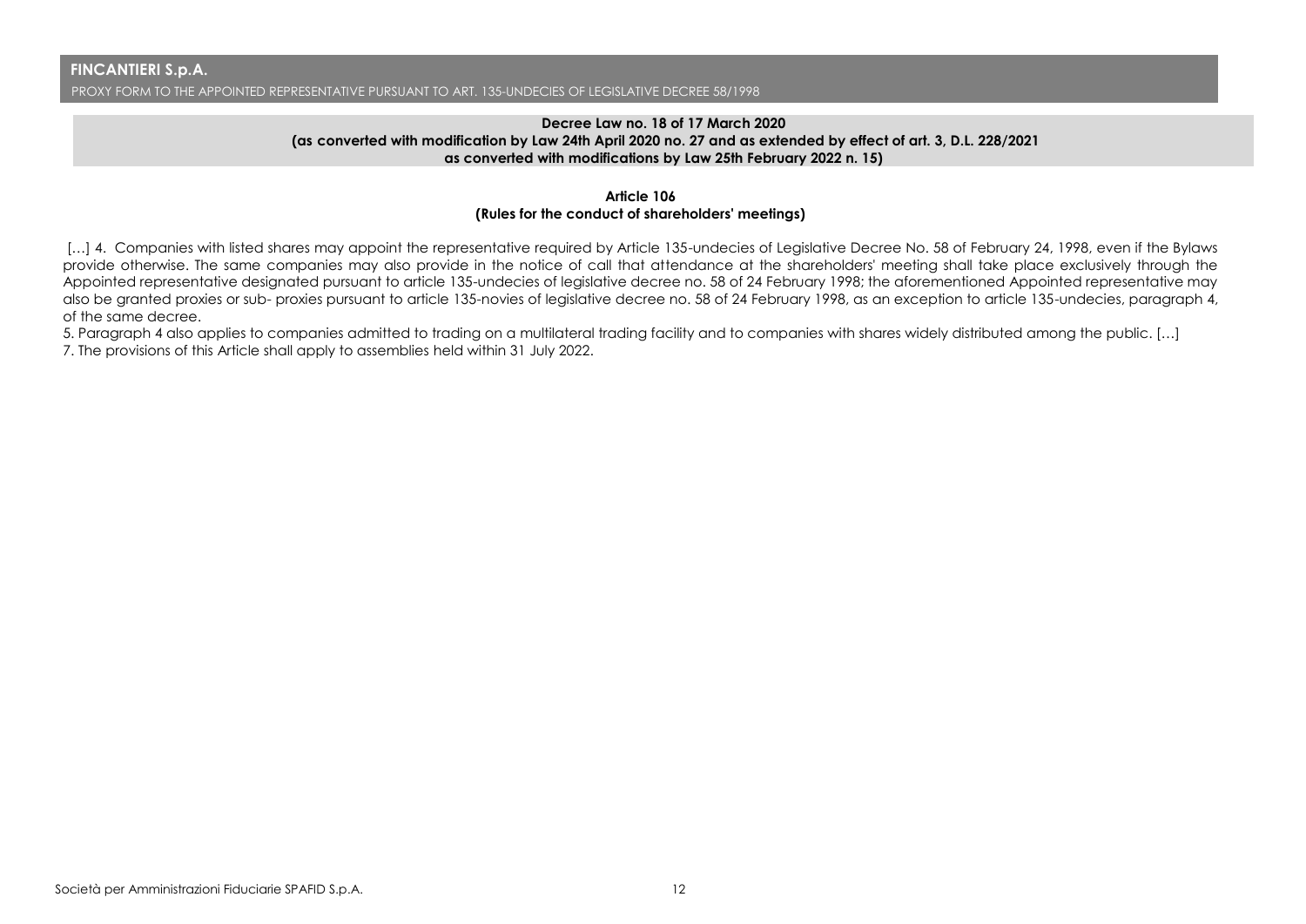**Decree Law no. 18 of 17 March 2020**
**(as converted with modification by Law 24th April 2020 no. 27 and as extended by effect of art. 3, D.L. 228/2021 as converted with modifications by Law 25th February 2022 n. 15)**

**Article 106**
**(Rules for the conduct of shareholders' meetings)**

[…] 4. Companies with listed shares may appoint the representative required by Article 135-undecies of Legislative Decree No. 58 of February 24, 1998, even if the Bylaws provide otherwise. The same companies may also provide in the notice of call that attendance at the shareholders' meeting shall take place exclusively through the Appointed representative designated pursuant to article 135-undecies of legislative decree no. 58 of 24 February 1998; the aforementioned Appointed representative may also be granted proxies or sub- proxies pursuant to article 135-novies of legislative decree no. 58 of 24 February 1998, as an exception to article 135-undecies, paragraph 4, of the same decree.

5. Paragraph 4 also applies to companies admitted to trading on a multilateral trading facility and to companies with shares widely distributed among the public. […]

7. The provisions of this Article shall apply to assemblies held within 31 July 2022.